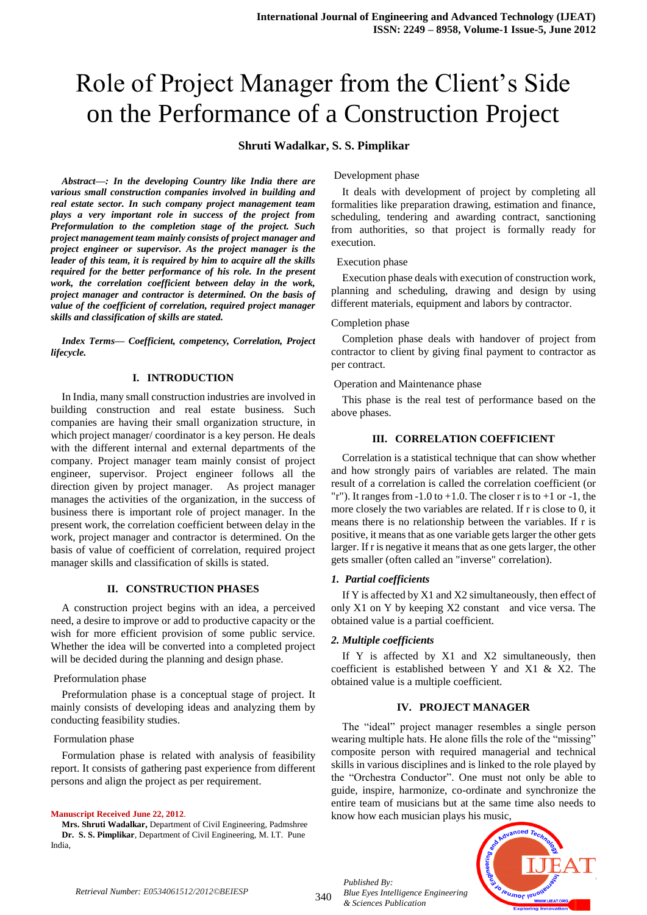# Role of Project Manager from the Client's Side on the Performance of a Construction Project

**Shruti Wadalkar, S. S. Pimplikar**

***Abstract—: In the developing Country like India there are various small construction companies involved in building and real estate sector. In such company project management team plays a very important role in success of the project from Preformulation to the completion stage of the project. Such project management team mainly consists of project manager and project engineer or supervisor. As the project manager is the leader of this team, it is required by him to acquire all the skills required for the better performance of his role. In the present work, the correlation coefficient between delay in the work, project manager and contractor is determined. On the basis of value of the coefficient of correlation, required project manager skills and classification of skills are stated.***

***Index Terms— Coefficient, competency, Correlation, Project lifecycle.***

## I. INTRODUCTION

In India, many small construction industries are involved in building construction and real estate business. Such companies are having their small organization structure, in which project manager/ coordinator is a key person. He deals with the different internal and external departments of the company. Project manager team mainly consist of project engineer, supervisor. Project engineer follows all the direction given by project manager. As project manager manages the activities of the organization, in the success of business there is important role of project manager. In the present work, the correlation coefficient between delay in the work, project manager and contractor is determined. On the basis of value of coefficient of correlation, required project manager skills and classification of skills is stated.

## II. CONSTRUCTION PHASES

A construction project begins with an idea, a perceived need, a desire to improve or add to productive capacity or the wish for more efficient provision of some public service. Whether the idea will be converted into a completed project will be decided during the planning and design phase.

Preformulation phase

Preformulation phase is a conceptual stage of project. It mainly consists of developing ideas and analyzing them by conducting feasibility studies.

Formulation phase

Formulation phase is related with analysis of feasibility report. It consists of gathering past experience from different persons and align the project as per requirement.

Development phase

It deals with development of project by completing all formalities like preparation drawing, estimation and finance, scheduling, tendering and awarding contract, sanctioning from authorities, so that project is formally ready for execution.

Execution phase

Execution phase deals with execution of construction work, planning and scheduling, drawing and design by using different materials, equipment and labors by contractor.

Completion phase

Completion phase deals with handover of project from contractor to client by giving final payment to contractor as per contract.

Operation and Maintenance phase

This phase is the real test of performance based on the above phases.

## III. CORRELATION COEFFICIENT

Correlation is a statistical technique that can show whether and how strongly pairs of variables are related. The main result of a correlation is called the correlation coefficient (or "r"). It ranges from -1.0 to +1.0. The closer r is to +1 or -1, the more closely the two variables are related. If r is close to 0, it means there is no relationship between the variables. If r is positive, it means that as one variable gets larger the other gets larger. If r is negative it means that as one gets larger, the other gets smaller (often called an "inverse" correlation).

### *1. Partial coefficients*

If Y is affected by X1 and X2 simultaneously, then effect of only X1 on Y by keeping X2 constant and vice versa. The obtained value is a partial coefficient.

### *2. Multiple coefficients*

If Y is affected by X1 and X2 simultaneously, then coefficient is established between Y and X1 & X2. The obtained value is a multiple coefficient.

## IV. PROJECT MANAGER

The "ideal" project manager resembles a single person wearing multiple hats. He alone fills the role of the "missing" composite person with required managerial and technical skills in various disciplines and is linked to the role played by the "Orchestra Conductor". One must not only be able to guide, inspire, harmonize, co-ordinate and synchronize the entire team of musicians but at the same time also needs to know how each musician plays his music,

**Manuscript Received June 22, 2012.**

**Mrs. Shruti Wadalkar,** Department of Civil Engineering, Padmshree

**Dr. S. S. Pimplikar**, Department of Civil Engineering, M. I.T. Pune India,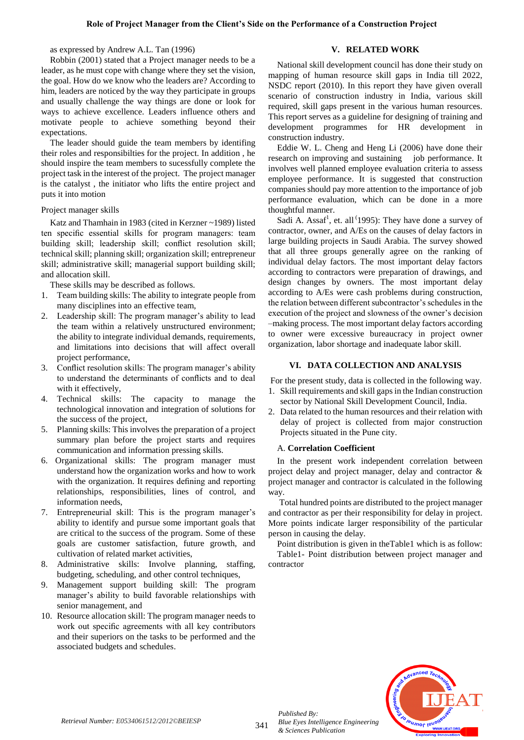as expressed by Andrew A.L. Tan (1996)

Robbin (2001) stated that a Project manager needs to be a leader, as he must cope with change where they set the vision, the goal. How do we know who the leaders are? According to him, leaders are noticed by the way they participate in groups and usually challenge the way things are done or look for ways to achieve excellence. Leaders influence others and motivate people to achieve something beyond their expectations.

The leader should guide the team members by identifing their roles and responsibilties for the project. In addition , he should inspire the team members to sucessfully complete the project task in the interest of the project. The project manager is the catalyst , the initiator who lifts the entire project and puts it into motion

Project manager skills

Katz and Thamhain in 1983 (cited in Kerzner ~1989) listed ten specific essential skills for program managers: team building skill; leadership skill; conflict resolution skill; technical skill; planning skill; organization skill; entrepreneur skill; administrative skill; managerial support building skill; and allocation skill.

These skills may be described as follows.

1. Team building skills: The ability to integrate people from many disciplines into an effective team,
2. Leadership skill: The program manager's ability to lead the team within a relatively unstructured environment; the ability to integrate individual demands, requirements, and limitations into decisions that will affect overall project performance,
3. Conflict resolution skills: The program manager's ability to understand the determinants of conflicts and to deal with it effectively,
4. Technical skills: The capacity to manage the technological innovation and integration of solutions for the success of the project,
5. Planning skills: This involves the preparation of a project summary plan before the project starts and requires communication and information pressing skills.
6. Organizational skills: The program manager must understand how the organization works and how to work with the organization. It requires defining and reporting relationships, responsibilities, lines of control, and information needs,
7. Entrepreneurial skill: This is the program manager's ability to identify and pursue some important goals that are critical to the success of the program. Some of these goals are customer satisfaction, future growth, and cultivation of related market activities,
8. Administrative skills: Involve planning, staffing, budgeting, scheduling, and other control techniques,
9. Management support building skill: The program manager's ability to build favorable relationships with senior management, and
10. Resource allocation skill: The program manager needs to work out specific agreements with all key contributors and their superiors on the tasks to be performed and the associated budgets and schedules.

## V. RELATED WORK

National skill development council has done their study on mapping of human resource skill gaps in India till 2022, NSDC report (2010). In this report they have given overall scenario of construction industry in India, various skill required, skill gaps present in the various human resources. This report serves as a guideline for designing of training and development programmes for HR development in construction industry.

Eddie W. L. Cheng and Heng Li (2006) have done their research on improving and sustaining job performance. It involves well planned employee evaluation criteria to assess employee performance. It is suggested that construction companies should pay more attention to the importance of job performance evaluation, which can be done in a more thoughtful manner.

Sadi A. Assaf[1], et. all (1995): They have done a survey of contractor, owner, and A/Es on the causes of delay factors in large building projects in Saudi Arabia. The survey showed that all three groups generally agree on the ranking of individual delay factors. The most important delay factors according to contractors were preparation of drawings, and design changes by owners. The most important delay according to A/Es were cash problems during construction, the relation between different subcontractor's schedules in the execution of the project and slowness of the owner's decision –making process. The most important delay factors according to owner were excessive bureaucracy in project owner organization, labor shortage and inadequate labor skill.

## VI. DATA COLLECTION AND ANALYSIS

For the present study, data is collected in the following way.

1. Skill requirements and skill gaps in the Indian construction sector by National Skill Development Council, India.
2. Data related to the human resources and their relation with delay of project is collected from major construction Projects situated in the Pune city.

### A. Correlation Coefficient

In the present work independent correlation between project delay and project manager, delay and contractor & project manager and contractor is calculated in the following way.

Total hundred points are distributed to the project manager and contractor as per their responsibility for delay in project. More points indicate larger responsibility of the particular person in causing the delay.

Point distribution is given in theTable1 which is as follow:

Table1- Point distribution between project manager and contractor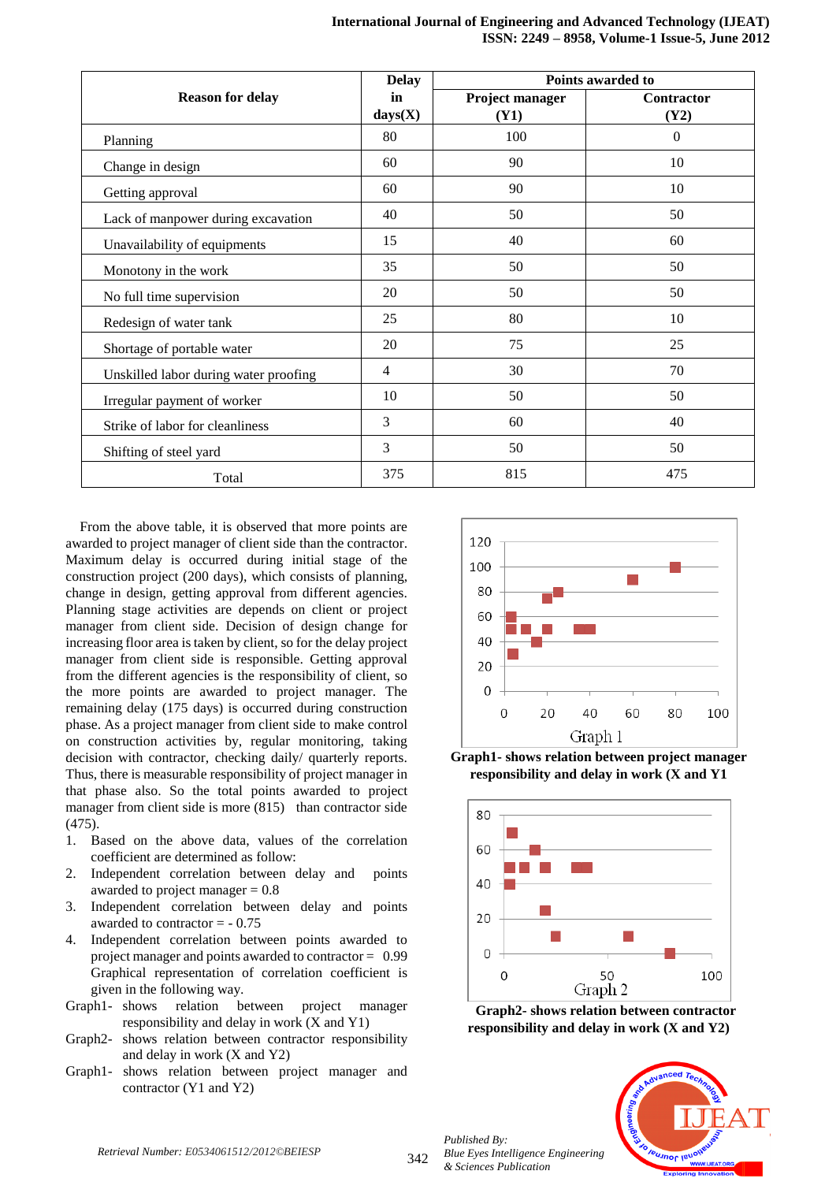| Reason for delay | Delay in days(X) | Points awarded to | |
|---|---|---|---|
| | | Project manager (Y1) | Contractor (Y2) |
| Planning | 80 | 100 | 0 |
| Change in design | 60 | 90 | 10 |
| Getting approval | 60 | 90 | 10 |
| Lack of manpower during excavation | 40 | 50 | 50 |
| Unavailability of equipments | 15 | 40 | 60 |
| Monotony in the work | 35 | 50 | 50 |
| No full time supervision | 20 | 50 | 50 |
| Redesign of water tank | 25 | 80 | 10 |
| Shortage of portable water | 20 | 75 | 25 |
| Unskilled labor during water proofing | 4 | 30 | 70 |
| Irregular payment of worker | 10 | 50 | 50 |
| Strike of labor for cleanliness | 3 | 60 | 40 |
| Shifting of steel yard | 3 | 50 | 50 |
| Total | 375 | 815 | 475 |

From the above table, it is observed that more points are awarded to project manager of client side than the contractor. Maximum delay is occurred during initial stage of the construction project (200 days), which consists of planning, change in design, getting approval from different agencies. Planning stage activities are depends on client or project manager from client side. Decision of design change for increasing floor area is taken by client, so for the delay project manager from client side is responsible. Getting approval from the different agencies is the responsibility of client, so the more points are awarded to project manager. The remaining delay (175 days) is occurred during construction phase. As a project manager from client side to make control on construction activities by, regular monitoring, taking decision with contractor, checking daily/ quarterly reports. Thus, there is measurable responsibility of project manager in that phase also. So the total points awarded to project manager from client side is more (815) than contractor side (475).

1. Based on the above data, values of the correlation coefficient are determined as follow:
2. Independent correlation between delay and points awarded to project manager = 0.8
3. Independent correlation between delay and points awarded to contractor = - 0.75
4. Independent correlation between points awarded to project manager and points awarded to contractor = 0.99 Graphical representation of correlation coefficient is given in the following way.

Graph1- shows relation between project manager responsibility and delay in work (X and Y1)

Graph2- shows relation between contractor responsibility and delay in work (X and Y2)

Graph1- shows relation between project manager and contractor (Y1 and Y2)

Graph1- shows relation between project manager responsibility and delay in work (X and Y1

Graph2- shows relation between contractor responsibility and delay in work (X and Y2)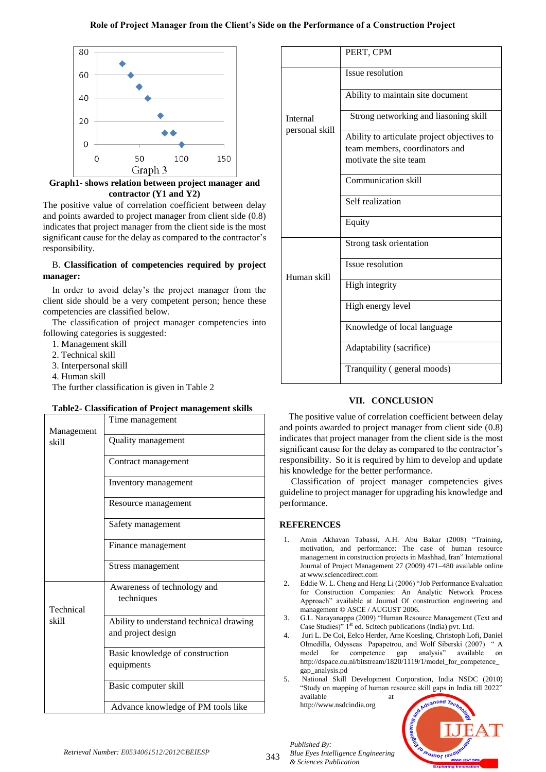Graph 3

**Graph1- shows relation between project manager and contractor (Y1 and Y2)**

The positive value of correlation coefficient between delay and points awarded to project manager from client side (0.8) indicates that project manager from the client side is the most significant cause for the delay as compared to the contractor's responsibility.

B. **Classification of competencies required by project manager:**

In order to avoid delay's the project manager from the client side should be a very competent person; hence these competencies are classified below.

The classification of project manager competencies into following categories is suggested:

1. Management skill
2. Technical skill
3. Interpersonal skill
4. Human skill

The further classification is given in Table 2

**Table2- Classification of Project management skills**

| | |
|---|---|
| Management skill | Time management |
| | Quality management |
| | Contract management |
| | Inventory management |
| | Resource management |
| | Safety management |
| | Finance management |
| | Stress management |
| Technical skill | Awareness of technology and techniques |
| | Ability to understand technical drawing and project design |
| | Basic knowledge of construction equipments |
| | Basic computer skill |
| | Advance knowledge of PM tools like PERT, CPM |
| Internal personal skill | Issue resolution |
| | Ability to maintain site document |
| | Strong networking and liasoning skill |
| | Ability to articulate project objectives to team members, coordinators and motivate the site team |
| | Communication skill |
| | Self realization |
| | Equity |
| Human skill | Strong task orientation |
| | Issue resolution |
| | High integrity |
| | High energy level |
| | Knowledge of local language |
| | Adaptability (sacrifice) |
| | Tranquility ( general moods) |

## VII. CONCLUSION

The positive value of correlation coefficient between delay and points awarded to project manager from client side (0.8) indicates that project manager from the client side is the most significant cause for the delay as compared to the contractor's responsibility. So it is required by him to develop and update his knowledge for the better performance.

Classification of project manager competencies gives guideline to project manager for upgrading his knowledge and performance.

## REFERENCES

1. Amin Akhavan Tabassi, A.H. Abu Bakar (2008) "Training, motivation, and performance: The case of human resource management in construction projects in Mashhad, Iran" International Journal of Project Management 27 (2009) 471–480 available online at www.sciencedirect.com
2. Eddie W. L. Cheng and Heng Li (2006) "Job Performance Evaluation for Construction Companies: An Analytic Network Process Approach" available at Journal Of construction engineering and management © ASCE / AUGUST 2006.
3. G.L. Narayanappa (2009) "Human Resource Management (Text and Case Studies)" 1st ed. Scitech publications (India) pvt. Ltd.
4. Juri L. De Coi, Eelco Herder, Arne Koesling, Christoph Lofi, Daniel Olmedilla, Odysseas Papapetrou, and Wolf Siberski (2007) " A model for competence gap analysis" available on http://dspace.ou.nl/bitstream/1820/1119/1/model_for_competence_gap_analysis.pd
5. National Skill Development Corporation, India NSDC (2010) "Study on mapping of human resource skill gaps in India till 2022" available at http://www.nsdcindia.org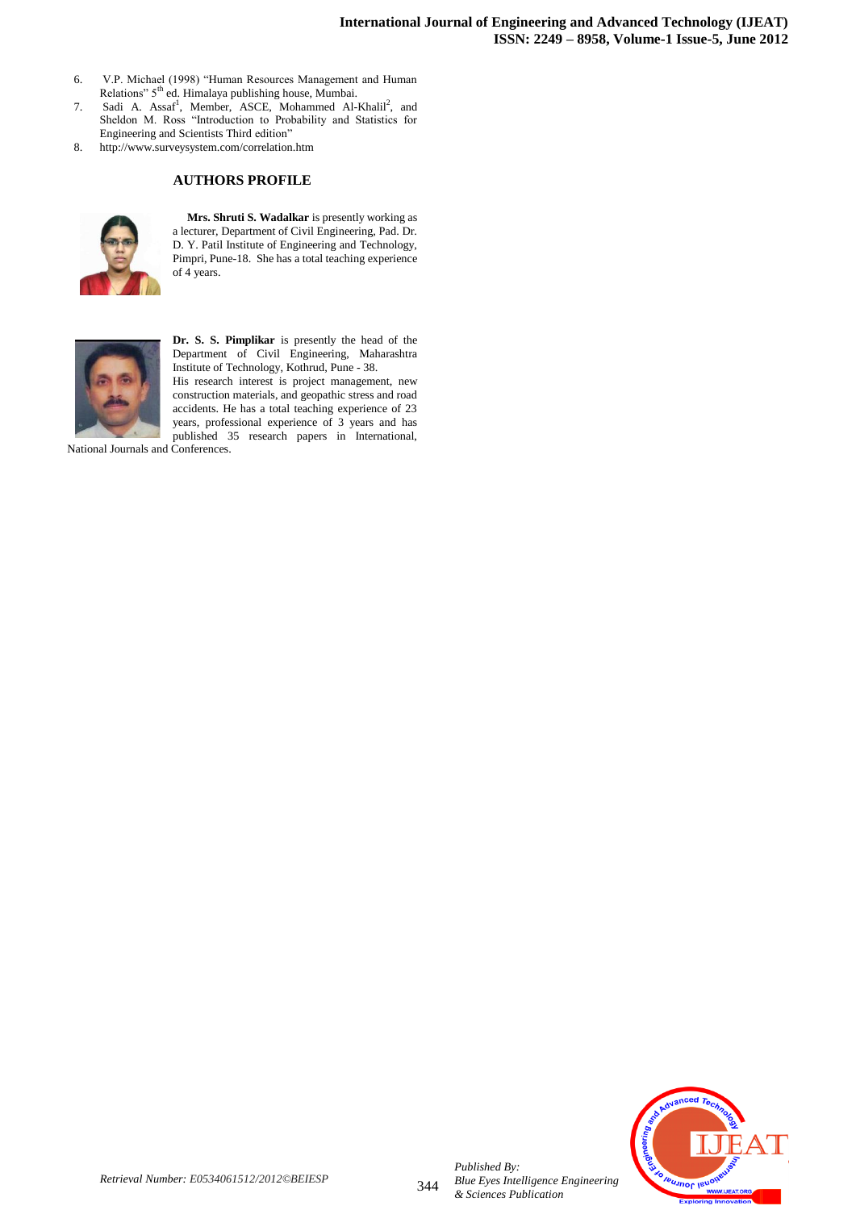6. V.P. Michael (1998) "Human Resources Management and Human Relations" 5th ed. Himalaya publishing house, Mumbai.
7. Sadi A. Assaf[1], Member, ASCE, Mohammed Al-Khalil[2], and Sheldon M. Ross "Introduction to Probability and Statistics for Engineering and Scientists Third edition"
8. http://www.surveysystem.com/correlation.htm

## AUTHORS PROFILE

**Mrs. Shruti S. Wadalkar** is presently working as a lecturer, Department of Civil Engineering, Pad. Dr. D. Y. Patil Institute of Engineering and Technology, Pimpri, Pune-18. She has a total teaching experience of 4 years.

**Dr. S. S. Pimplikar** is presently the head of the Department of Civil Engineering, Maharashtra Institute of Technology, Kothrud, Pune - 38.
His research interest is project management, new construction materials, and geopathic stress and road accidents. He has a total teaching experience of 23 years, professional experience of 3 years and has published 35 research papers in International, National Journals and Conferences.